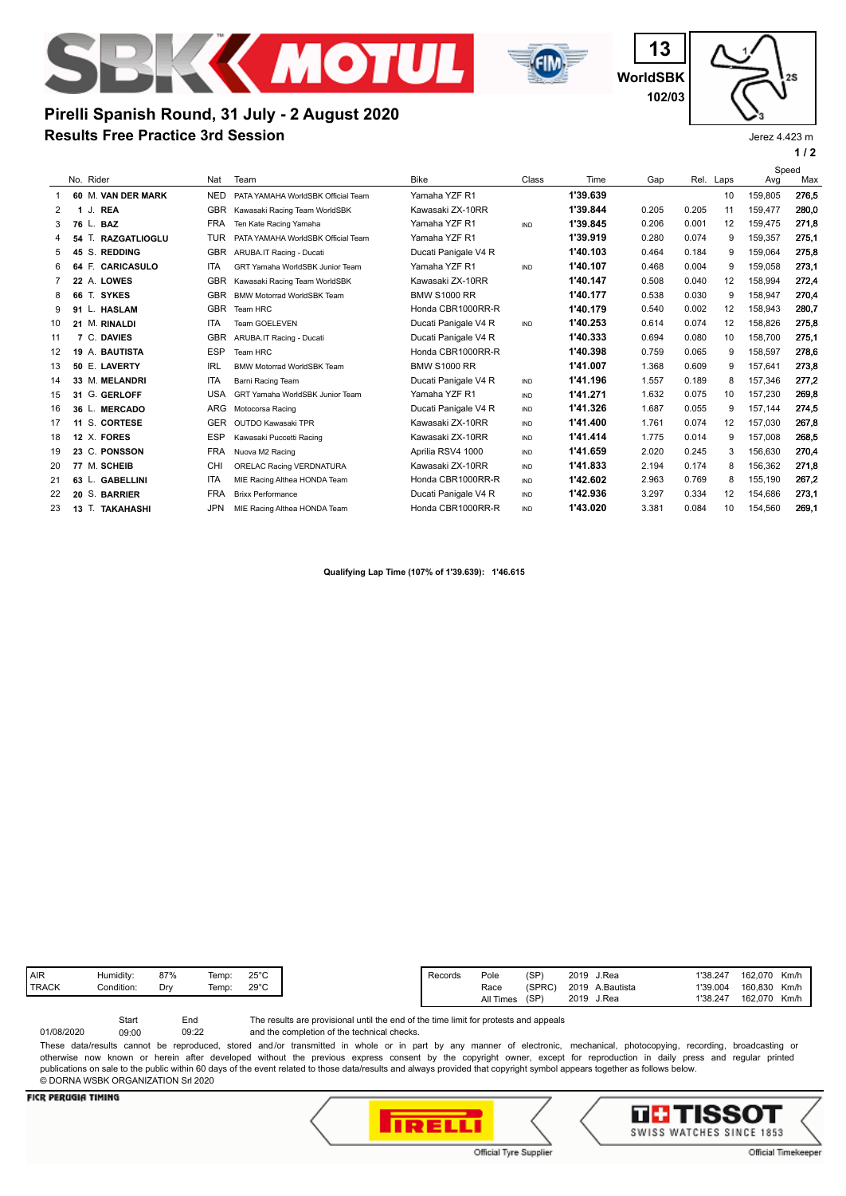13

WorldSBK

102/03

# Pirelli Spanish Round, 31 July - 2 August 2020

## Results Free Practice 3rd Session

Jerez 4.423 m

| | No. | Rider | Nat | Team | Bike | Class | Time | Gap | Rel. | Laps | Speed Avg | Speed Max |
|---|---|---|---|---|---|---|---|---|---|---|---|---|
| 1 | 60 | M. VAN DER MARK | NED | PATA YAMAHA WorldSBK Official Team | Yamaha YZF R1 | | 1'39.639 | | | 10 | 159,805 | 276,5 |
| 2 | 1 | J. REA | GBR | Kawasaki Racing Team WorldSBK | Kawasaki ZX-10RR | | 1'39.844 | 0.205 | 0.205 | 11 | 159,477 | 280,0 |
| 3 | 76 | L. BAZ | FRA | Ten Kate Racing Yamaha | Yamaha YZF R1 | IND | 1'39.845 | 0.206 | 0.001 | 12 | 159,475 | 271,8 |
| 4 | 54 | T. RAZGATLIOGLU | TUR | PATA YAMAHA WorldSBK Official Team | Yamaha YZF R1 | | 1'39.919 | 0.280 | 0.074 | 9 | 159,357 | 275,1 |
| 5 | 45 | S. REDDING | GBR | ARUBA.IT Racing - Ducati | Ducati Panigale V4 R | | 1'40.103 | 0.464 | 0.184 | 9 | 159,064 | 275,8 |
| 6 | 64 | F. CARICASULO | ITA | GRT Yamaha WorldSBK Junior Team | Yamaha YZF R1 | IND | 1'40.107 | 0.468 | 0.004 | 9 | 159,058 | 273,1 |
| 7 | 22 | A. LOWES | GBR | Kawasaki Racing Team WorldSBK | Kawasaki ZX-10RR | | 1'40.147 | 0.508 | 0.040 | 12 | 158,994 | 272,4 |
| 8 | 66 | T. SYKES | GBR | BMW Motorrad WorldSBK Team | BMW S1000 RR | | 1'40.177 | 0.538 | 0.030 | 9 | 158,947 | 270,4 |
| 9 | 91 | L. HASLAM | GBR | Team HRC | Honda CBR1000RR-R | | 1'40.179 | 0.540 | 0.002 | 12 | 158,943 | 280,7 |
| 10 | 21 | M. RINALDI | ITA | Team GOELEVEN | Ducati Panigale V4 R | IND | 1'40.253 | 0.614 | 0.074 | 12 | 158,826 | 275,8 |
| 11 | 7 | C. DAVIES | GBR | ARUBA.IT Racing - Ducati | Ducati Panigale V4 R | | 1'40.333 | 0.694 | 0.080 | 10 | 158,700 | 275,1 |
| 12 | 19 | A. BAUTISTA | ESP | Team HRC | Honda CBR1000RR-R | | 1'40.398 | 0.759 | 0.065 | 9 | 158,597 | 278,6 |
| 13 | 50 | E. LAVERTY | IRL | BMW Motorrad WorldSBK Team | BMW S1000 RR | | 1'41.007 | 1.368 | 0.609 | 9 | 157,641 | 273,8 |
| 14 | 33 | M. MELANDRI | ITA | Barni Racing Team | Ducati Panigale V4 R | IND | 1'41.196 | 1.557 | 0.189 | 8 | 157,346 | 277,2 |
| 15 | 31 | G. GERLOFF | USA | GRT Yamaha WorldSBK Junior Team | Yamaha YZF R1 | IND | 1'41.271 | 1.632 | 0.075 | 10 | 157,230 | 269,8 |
| 16 | 36 | L. MERCADO | ARG | Motocorsa Racing | Ducati Panigale V4 R | IND | 1'41.326 | 1.687 | 0.055 | 9 | 157,144 | 274,5 |
| 17 | 11 | S. CORTESE | GER | OUTDO Kawasaki TPR | Kawasaki ZX-10RR | IND | 1'41.400 | 1.761 | 0.074 | 12 | 157,030 | 267,8 |
| 18 | 12 | X. FORES | ESP | Kawasaki Puccetti Racing | Kawasaki ZX-10RR | IND | 1'41.414 | 1.775 | 0.014 | 9 | 157,008 | 268,5 |
| 19 | 23 | C. PONSSON | FRA | Nuova M2 Racing | Aprilia RSV4 1000 | IND | 1'41.659 | 2.020 | 0.245 | 3 | 156,630 | 270,4 |
| 20 | 77 | M. SCHEIB | CHI | ORELAC Racing VERDNATURA | Kawasaki ZX-10RR | IND | 1'41.833 | 2.194 | 0.174 | 8 | 156,362 | 271,8 |
| 21 | 63 | L. GABELLINI | ITA | MIE Racing Althea HONDA Team | Honda CBR1000RR-R | IND | 1'42.602 | 2.963 | 0.769 | 8 | 155,190 | 267,2 |
| 22 | 20 | S. BARRIER | FRA | Brixx Performance | Ducati Panigale V4 R | IND | 1'42.936 | 3.297 | 0.334 | 12 | 154,686 | 273,1 |
| 23 | 13 | T. TAKAHASHI | JPN | MIE Racing Althea HONDA Team | Honda CBR1000RR-R | IND | 1'43.020 | 3.381 | 0.084 | 10 | 154,560 | 269,1 |

**Qualifying Lap Time (107% of 1'39.639): 1'46.615**

| | | | | | |
|---|---|---|---|---|---|
| AIR | Humidity: | 87% | Temp: | 25°C |
| TRACK | Condition: | Dry | Temp: | 29°C |

| Records | | | | | | | |
|---|---|---|---|---|---|---|---|
| Pole | (SP) | 2019 | J.Rea | 1'38.247 | 162,070 | Km/h |
| Race | (SPRC) | 2019 | A.Bautista | 1'39.004 | 160,830 | Km/h |
| All Times | (SP) | 2019 | J.Rea | 1'38.247 | 162,070 | Km/h |

| | Start | End |
|---|---|---|
| 01/08/2020 | 09:00 | 09:22 |

The results are provisional until the end of the time limit for protests and appeals and the completion of the technical checks.

These data/results cannot be reproduced, stored and/or transmitted in whole or in part by any manner of electronic, mechanical, photocopying, recording, broadcasting or otherwise now known or herein after developed without the previous express consent by the copyright owner, except for reproduction in daily press and regular printed publications on sale to the public within 60 days of the event related to those data/results and always provided that copyright symbol appears together as follows below.

© DORNA WSBK ORGANIZATION Srl 2020

FICR PERUGIA TIMING

Official Tyre Supplier

TISSOT SWISS WATCHES SINCE 1853

Official Timekeeper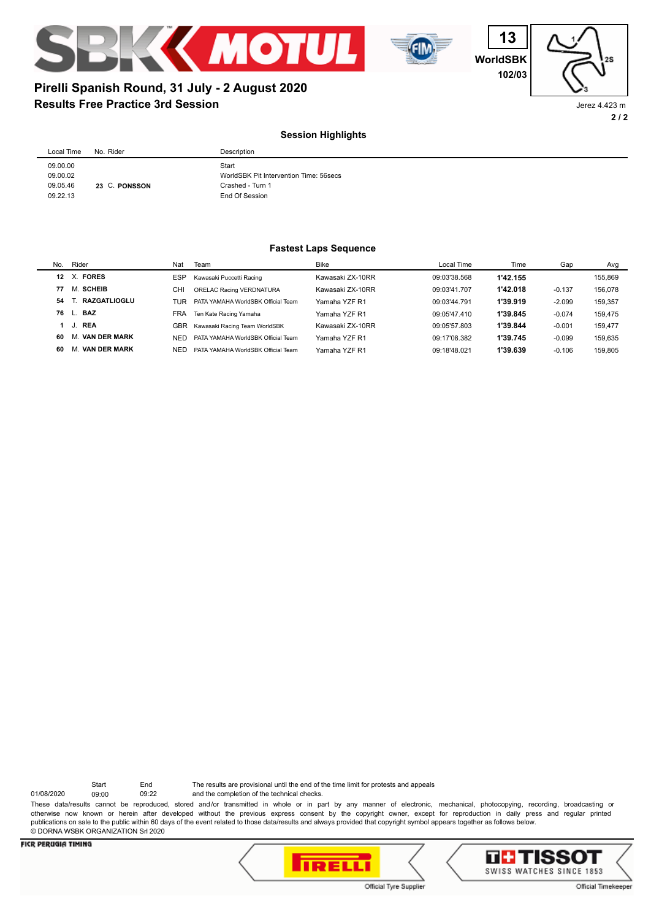# Pirelli Spanish Round, 31 July - 2 August 2020

## Results Free Practice 3rd Session

13
WorldSBK
102/03

Jerez 4.423 m

### Session Highlights

| Local Time | No. Rider | Description |
|---|---|---|
| 09.00.00 | | Start |
| 09.00.02 | | WorldSBK Pit Intervention Time: 56secs |
| 09.05.46 | 23 C. PONSSON | Crashed - Turn 1 |
| 09.22.13 | | End Of Session |

### Fastest Laps Sequence

| No. | Rider | Nat | Team | Bike | Local Time | Time | Gap | Avg |
|---|---|---|---|---|---|---|---|---|
| 12 | X. FORES | ESP | Kawasaki Puccetti Racing | Kawasaki ZX-10RR | 09:03'38.568 | 1'42.155 | | 155,869 |
| 77 | M. SCHEIB | CHI | ORELAC Racing VERDNATURA | Kawasaki ZX-10RR | 09:03'41.707 | 1'42.018 | -0.137 | 156,078 |
| 54 | T. RAZGATLIOGLU | TUR | PATA YAMAHA WorldSBK Official Team | Yamaha YZF R1 | 09:03'44.791 | 1'39.919 | -2.099 | 159,357 |
| 76 | L. BAZ | FRA | Ten Kate Racing Yamaha | Yamaha YZF R1 | 09:05'47.410 | 1'39.845 | -0.074 | 159,475 |
| 1 | J. REA | GBR | Kawasaki Racing Team WorldSBK | Kawasaki ZX-10RR | 09:05'57.803 | 1'39.844 | -0.001 | 159,477 |
| 60 | M. VAN DER MARK | NED | PATA YAMAHA WorldSBK Official Team | Yamaha YZF R1 | 09:17'08.382 | 1'39.745 | -0.099 | 159,635 |
| 60 | M. VAN DER MARK | NED | PATA YAMAHA WorldSBK Official Team | Yamaha YZF R1 | 09:18'48.021 | 1'39.639 | -0.106 | 159,805 |

| | Start | End | |
|---|---|---|---|
| 01/08/2020 | 09:00 | 09:22 | The results are provisional until the end of the time limit for protests and appeals and the completion of the technical checks. |

These data/results cannot be reproduced, stored and/or transmitted in whole or in part by any manner of electronic, mechanical, photocopying, recording, broadcasting or otherwise now known or herein after developed without the previous express consent by the copyright owner, except for reproduction in daily press and regular printed publications on sale to the public within 60 days of the event related to those data/results and always provided that copyright symbol appears together as follows below.
© DORNA WSBK ORGANIZATION Srl 2020

FICR PERUGIA TIMING

Official Tyre Supplier

TISSOT SWISS WATCHES SINCE 1853

Official Timekeeper